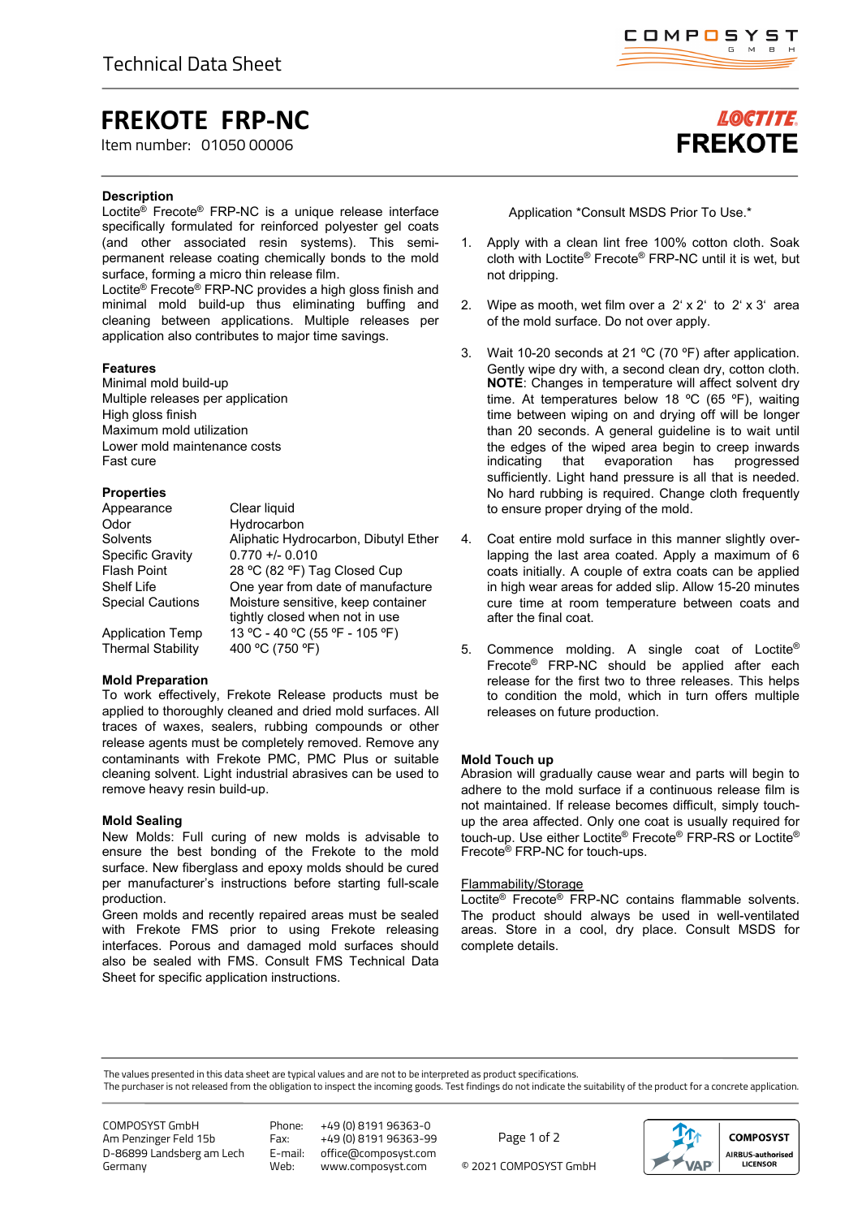Technical Data Sheet

# FREKOTE FRP-NC

Item number: 01050 00006

LOCTITE FREKOTE

### Description

Loctite® Frecote® FRP-NC is a unique release interface specifically formulated for reinforced polyester gel coats (and other associated resin systems). This semi-permanent release coating chemically bonds to the mold surface, forming a micro thin release film.
Loctite® Frecote® FRP-NC provides a high gloss finish and minimal mold build-up thus eliminating buffing and cleaning between applications. Multiple releases per application also contributes to major time savings.

### Features

Minimal mold build-up
Multiple releases per application
High gloss finish
Maximum mold utilization
Lower mold maintenance costs
Fast cure

### Properties

| | |
|---|---|
| Appearance | Clear liquid |
| Odor | Hydrocarbon |
| Solvents | Aliphatic Hydrocarbon, Dibutyl Ether |
| Specific Gravity | 0.770 +/- 0.010 |
| Flash Point | 28 ºC (82 ºF) Tag Closed Cup |
| Shelf Life | One year from date of manufacture |
| Special Cautions | Moisture sensitive, keep container tightly closed when not in use |
| Application Temp | 13 ºC - 40 ºC (55 ºF - 105 ºF) |
| Thermal Stability | 400 ºC (750 ºF) |

### Mold Preparation

To work effectively, Frekote Release products must be applied to thoroughly cleaned and dried mold surfaces. All traces of waxes, sealers, rubbing compounds or other release agents must be completely removed. Remove any contaminants with Frekote PMC, PMC Plus or suitable cleaning solvent. Light industrial abrasives can be used to remove heavy resin build-up.

### Mold Sealing

New Molds: Full curing of new molds is advisable to ensure the best bonding of the Frekote to the mold surface. New fiberglass and epoxy molds should be cured per manufacturer's instructions before starting full-scale production.
Green molds and recently repaired areas must be sealed with Frekote FMS prior to using Frekote releasing interfaces. Porous and damaged mold surfaces should also be sealed with FMS. Consult FMS Technical Data Sheet for specific application instructions.

Application *Consult MSDS Prior To Use.*

1. Apply with a clean lint free 100% cotton cloth. Soak cloth with Loctite® Frecote® FRP-NC until it is wet, but not dripping.

2. Wipe as mooth, wet film over a 2' x 2' to 2' x 3' area of the mold surface. Do not over apply.

3. Wait 10-20 seconds at 21 ºC (70 ºF) after application. Gently wipe dry with, a second clean dry, cotton cloth. **NOTE**: Changes in temperature will affect solvent dry time. At temperatures below 18 ºC (65 ºF), waiting time between wiping on and drying off will be longer than 20 seconds. A general guideline is to wait until the edges of the wiped area begin to creep inwards indicating that evaporation has progressed sufficiently. Light hand pressure is all that is needed. No hard rubbing is required. Change cloth frequently to ensure proper drying of the mold.

4. Coat entire mold surface in this manner slightly over-lapping the last area coated. Apply a maximum of 6 coats initially. A couple of extra coats can be applied in high wear areas for added slip. Allow 15-20 minutes cure time at room temperature between coats and after the final coat.

5. Commence molding. A single coat of Loctite® Frecote® FRP-NC should be applied after each release for the first two to three releases. This helps to condition the mold, which in turn offers multiple releases on future production.

### Mold Touch up

Abrasion will gradually cause wear and parts will begin to adhere to the mold surface if a continuous release film is not maintained. If release becomes difficult, simply touch-up the area affected. Only one coat is usually required for touch-up. Use either Loctite® Frecote® FRP-RS or Loctite® Frecote® FRP-NC for touch-ups.

### Flammability/Storage

Loctite® Frecote® FRP-NC contains flammable solvents. The product should always be used in well-ventilated areas. Store in a cool, dry place. Consult MSDS for complete details.

The values presented in this data sheet are typical values and are not to be interpreted as product specifications.
The purchaser is not released from the obligation to inspect the incoming goods. Test findings do not indicate the suitability of the product for a concrete application.

COMPOSYST GmbH
Am Penzinger Feld 15b
D-86899 Landsberg am Lech
Germany

Phone: +49 (0) 8191 96363-0
Fax: +49 (0) 8191 96363-99
E-mail: office@composyst.com
Web: www.composyst.com

© 2021 COMPOSYST GmbH

COMPOSYST AIRBUS-authorised LICENSOR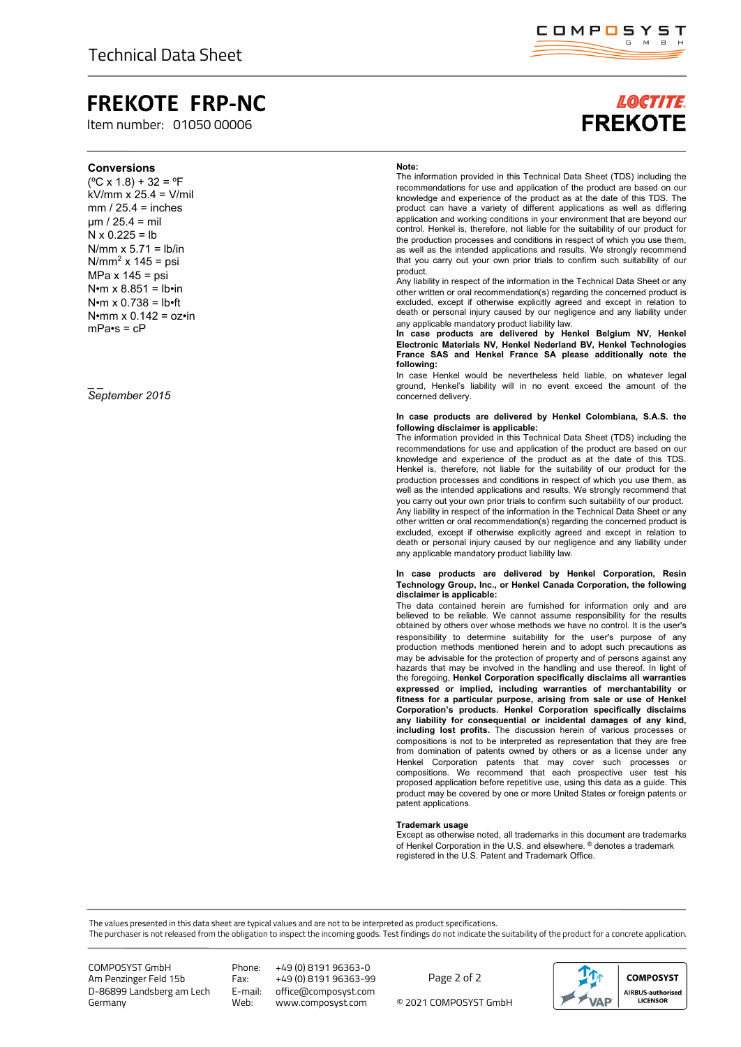# FREKOTE FRP-NC

Item number: 01050 00006

## Conversions

(ºC x 1.8) + 32 = ºF
kV/mm x 25.4 = V/mil
mm / 25.4 = inches
µm / 25.4 = mil
N x 0.225 = lb
N/mm x 5.71 = lb/in
N/mm$^2$ x 145 = psi
MPa x 145 = psi
N•m x 8.851 = lb•in
N•m x 0.738 = lb•ft
N•mm x 0.142 = oz•in
mPa•s = cP

*September 2015*

**Note:**
The information provided in this Technical Data Sheet (TDS) including the recommendations for use and application of the product are based on our knowledge and experience of the product as at the date of this TDS. The product can have a variety of different applications as well as differing application and working conditions in your environment that are beyond our control. Henkel is, therefore, not liable for the suitability of our product for the production processes and conditions in respect of which you use them, as well as the intended applications and results. We strongly recommend that you carry out your own prior trials to confirm such suitability of our product.
Any liability in respect of the information in the Technical Data Sheet or any other written or oral recommendation(s) regarding the concerned product is excluded, except if otherwise explicitly agreed and except in relation to death or personal injury caused by our negligence and any liability under any applicable mandatory product liability law.
**In case products are delivered by Henkel Belgium NV, Henkel Electronic Materials NV, Henkel Nederland BV, Henkel Technologies France SAS and Henkel France SA please additionally note the following:**
In case Henkel would be nevertheless held liable, on whatever legal ground, Henkel's liability will in no event exceed the amount of the concerned delivery.

**In case products are delivered by Henkel Colombiana, S.A.S. the following disclaimer is applicable:**
The information provided in this Technical Data Sheet (TDS) including the recommendations for use and application of the product are based on our knowledge and experience of the product as at the date of this TDS. Henkel is, therefore, not liable for the suitability of our product for the production processes and conditions in respect of which you use them, as well as the intended applications and results. We strongly recommend that you carry out your own prior trials to confirm such suitability of our product.
Any liability in respect of the information in the Technical Data Sheet or any other written or oral recommendation(s) regarding the concerned product is excluded, except if otherwise explicitly agreed and except in relation to death or personal injury caused by our negligence and any liability under any applicable mandatory product liability law.

**In case products are delivered by Henkel Corporation, Resin Technology Group, Inc., or Henkel Canada Corporation, the following disclaimer is applicable:**
The data contained herein are furnished for information only and are believed to be reliable. We cannot assume responsibility for the results obtained by others over whose methods we have no control. It is the user's responsibility to determine suitability for the user's purpose of any production methods mentioned herein and to adopt such precautions as may be advisable for the protection of property and of persons against any hazards that may be involved in the handling and use thereof. In light of the foregoing, **Henkel Corporation specifically disclaims all warranties expressed or implied, including warranties of merchantability or fitness for a particular purpose, arising from sale or use of Henkel Corporation's products. Henkel Corporation specifically disclaims any liability for consequential or incidental damages of any kind, including lost profits.** The discussion herein of various processes or compositions is not to be interpreted as representation that they are free from domination of patents owned by others or as a license under any Henkel Corporation patents that may cover such processes or compositions. We recommend that each prospective user test his proposed application before repetitive use, using this data as a guide. This product may be covered by one or more United States or foreign patents or patent applications.

**Trademark usage**
Except as otherwise noted, all trademarks in this document are trademarks of Henkel Corporation in the U.S. and elsewhere. ® denotes a trademark registered in the U.S. Patent and Trademark Office.

The values presented in this data sheet are typical values and are not to be interpreted as product specifications.
The purchaser is not released from the obligation to inspect the incoming goods. Test findings do not indicate the suitability of the product for a concrete application.

COMPOSYST GmbH
Am Penzinger Feld 15b
D-86899 Landsberg am Lech
Germany

Phone: +49 (0) 8191 96363-0
Fax: +49 (0) 8191 96363-99
E-mail: office@composyst.com
Web: www.composyst.com

© 2021 COMPOSYST GmbH